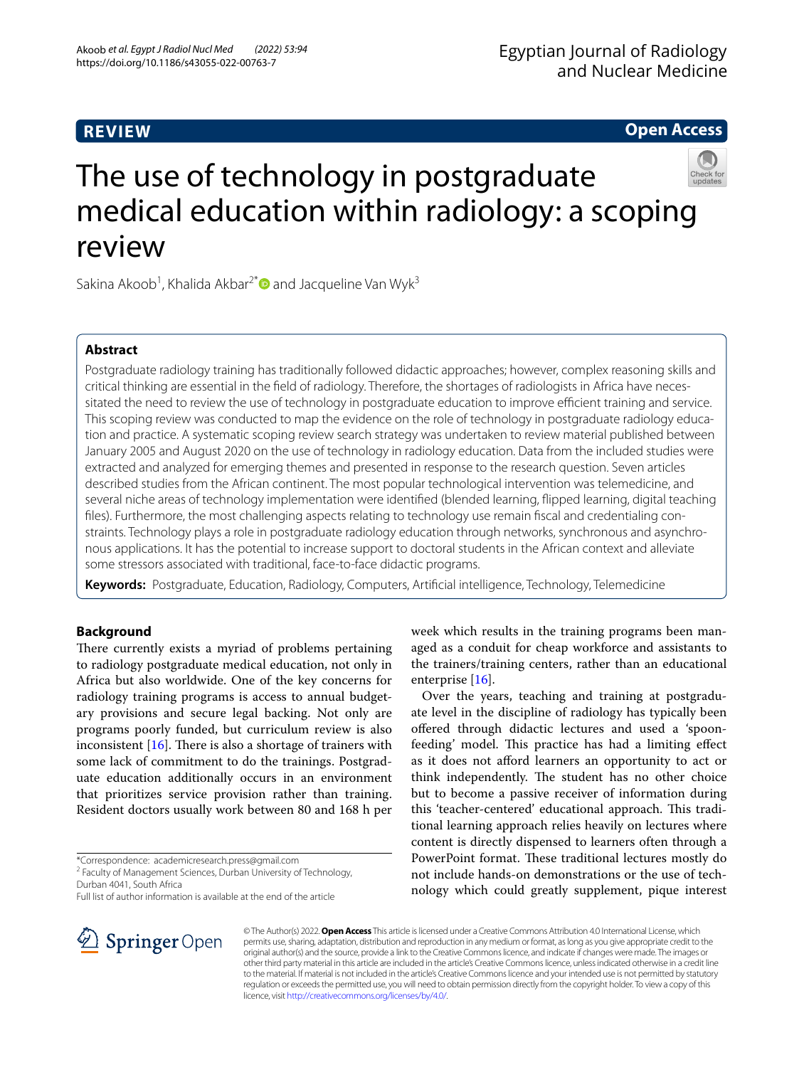REVIEW

Open Access

# The use of technology in postgraduate medical education within radiology: a scoping review

Sakina Akoob[1], Khalida Akbar[2*] and Jacqueline Van Wyk[3]

## Abstract

Postgraduate radiology training has traditionally followed didactic approaches; however, complex reasoning skills and critical thinking are essential in the field of radiology. Therefore, the shortages of radiologists in Africa have necessitated the need to review the use of technology in postgraduate education to improve efficient training and service. This scoping review was conducted to map the evidence on the role of technology in postgraduate radiology education and practice. A systematic scoping review search strategy was undertaken to review material published between January 2005 and August 2020 on the use of technology in radiology education. Data from the included studies were extracted and analyzed for emerging themes and presented in response to the research question. Seven articles described studies from the African continent. The most popular technological intervention was telemedicine, and several niche areas of technology implementation were identified (blended learning, flipped learning, digital teaching files). Furthermore, the most challenging aspects relating to technology use remain fiscal and credentialing constraints. Technology plays a role in postgraduate radiology education through networks, synchronous and asynchronous applications. It has the potential to increase support to doctoral students in the African context and alleviate some stressors associated with traditional, face-to-face didactic programs.

**Keywords:** Postgraduate, Education, Radiology, Computers, Artificial intelligence, Technology, Telemedicine

## Background

There currently exists a myriad of problems pertaining to radiology postgraduate medical education, not only in Africa but also worldwide. One of the key concerns for radiology training programs is access to annual budgetary provisions and secure legal backing. Not only are programs poorly funded, but curriculum review is also inconsistent [16]. There is also a shortage of trainers with some lack of commitment to do the trainings. Postgraduate education additionally occurs in an environment that prioritizes service provision rather than training. Resident doctors usually work between 80 and 168 h per week which results in the training programs been managed as a conduit for cheap workforce and assistants to the trainers/training centers, rather than an educational enterprise [16].

Over the years, teaching and training at postgraduate level in the discipline of radiology has typically been offered through didactic lectures and used a 'spoon-feeding' model. This practice has had a limiting effect as it does not afford learners an opportunity to act or think independently. The student has no other choice but to become a passive receiver of information during this 'teacher-centered' educational approach. This traditional learning approach relies heavily on lectures where content is directly dispensed to learners often through a PowerPoint format. These traditional lectures mostly do not include hands-on demonstrations or the use of technology which could greatly supplement, pique interest

*Correspondence: academicresearch.press@gmail.com
[2] Faculty of Management Sciences, Durban University of Technology, Durban 4041, South Africa
Full list of author information is available at the end of the article

© The Author(s) 2022. **Open Access** This article is licensed under a Creative Commons Attribution 4.0 International License, which permits use, sharing, adaptation, distribution and reproduction in any medium or format, as long as you give appropriate credit to the original author(s) and the source, provide a link to the Creative Commons licence, and indicate if changes were made. The images or other third party material in this article are included in the article's Creative Commons licence, unless indicated otherwise in a credit line to the material. If material is not included in the article's Creative Commons licence and your intended use is not permitted by statutory regulation or exceeds the permitted use, you will need to obtain permission directly from the copyright holder. To view a copy of this licence, visit http://creativecommons.org/licenses/by/4.0/.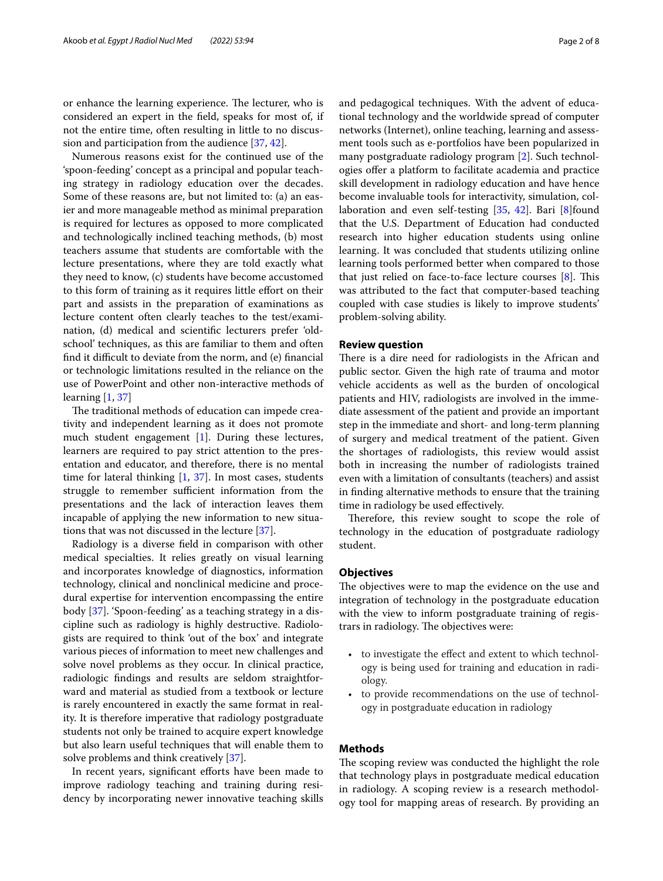or enhance the learning experience. The lecturer, who is considered an expert in the field, speaks for most of, if not the entire time, often resulting in little to no discussion and participation from the audience [37, 42].

Numerous reasons exist for the continued use of the 'spoon-feeding' concept as a principal and popular teaching strategy in radiology education over the decades. Some of these reasons are, but not limited to: (a) an easier and more manageable method as minimal preparation is required for lectures as opposed to more complicated and technologically inclined teaching methods, (b) most teachers assume that students are comfortable with the lecture presentations, where they are told exactly what they need to know, (c) students have become accustomed to this form of training as it requires little effort on their part and assists in the preparation of examinations as lecture content often clearly teaches to the test/examination, (d) medical and scientific lecturers prefer 'old-school' techniques, as this are familiar to them and often find it difficult to deviate from the norm, and (e) financial or technologic limitations resulted in the reliance on the use of PowerPoint and other non-interactive methods of learning [1, 37]

The traditional methods of education can impede creativity and independent learning as it does not promote much student engagement [1]. During these lectures, learners are required to pay strict attention to the presentation and educator, and therefore, there is no mental time for lateral thinking [1, 37]. In most cases, students struggle to remember sufficient information from the presentations and the lack of interaction leaves them incapable of applying the new information to new situations that was not discussed in the lecture [37].

Radiology is a diverse field in comparison with other medical specialties. It relies greatly on visual learning and incorporates knowledge of diagnostics, information technology, clinical and nonclinical medicine and procedural expertise for intervention encompassing the entire body [37]. 'Spoon-feeding' as a teaching strategy in a discipline such as radiology is highly destructive. Radiologists are required to think 'out of the box' and integrate various pieces of information to meet new challenges and solve novel problems as they occur. In clinical practice, radiologic findings and results are seldom straightforward and material as studied from a textbook or lecture is rarely encountered in exactly the same format in reality. It is therefore imperative that radiology postgraduate students not only be trained to acquire expert knowledge but also learn useful techniques that will enable them to solve problems and think creatively [37].

In recent years, significant efforts have been made to improve radiology teaching and training during residency by incorporating newer innovative teaching skills and pedagogical techniques. With the advent of educational technology and the worldwide spread of computer networks (Internet), online teaching, learning and assessment tools such as e-portfolios have been popularized in many postgraduate radiology program [2]. Such technologies offer a platform to facilitate academia and practice skill development in radiology education and have hence become invaluable tools for interactivity, simulation, collaboration and even self-testing [35, 42]. Bari [8]found that the U.S. Department of Education had conducted research into higher education students using online learning. It was concluded that students utilizing online learning tools performed better when compared to those that just relied on face-to-face lecture courses [8]. This was attributed to the fact that computer-based teaching coupled with case studies is likely to improve students' problem-solving ability.

## Review question

There is a dire need for radiologists in the African and public sector. Given the high rate of trauma and motor vehicle accidents as well as the burden of oncological patients and HIV, radiologists are involved in the immediate assessment of the patient and provide an important step in the immediate and short- and long-term planning of surgery and medical treatment of the patient. Given the shortages of radiologists, this review would assist both in increasing the number of radiologists trained even with a limitation of consultants (teachers) and assist in finding alternative methods to ensure that the training time in radiology be used effectively.

Therefore, this review sought to scope the role of technology in the education of postgraduate radiology student.

## Objectives

The objectives were to map the evidence on the use and integration of technology in the postgraduate education with the view to inform postgraduate training of registrars in radiology. The objectives were:

- to investigate the effect and extent to which technology is being used for training and education in radiology.
- to provide recommendations on the use of technology in postgraduate education in radiology

## Methods

The scoping review was conducted the highlight the role that technology plays in postgraduate medical education in radiology. A scoping review is a research methodology tool for mapping areas of research. By providing an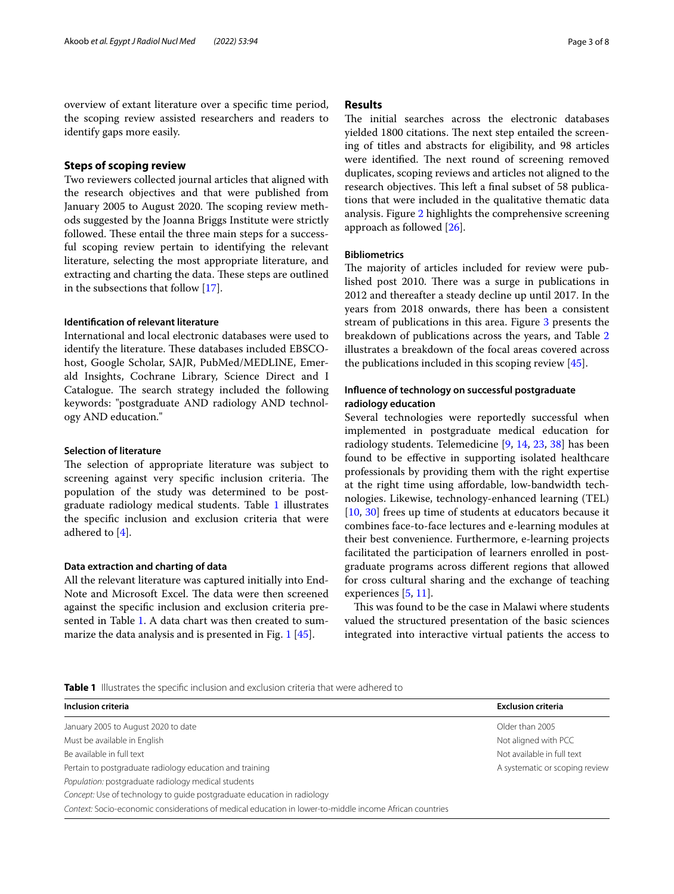overview of extant literature over a specific time period, the scoping review assisted researchers and readers to identify gaps more easily.

### Steps of scoping review

Two reviewers collected journal articles that aligned with the research objectives and that were published from January 2005 to August 2020. The scoping review methods suggested by the Joanna Briggs Institute were strictly followed. These entail the three main steps for a successful scoping review pertain to identifying the relevant literature, selecting the most appropriate literature, and extracting and charting the data. These steps are outlined in the subsections that follow [17].

#### Identification of relevant literature

International and local electronic databases were used to identify the literature. These databases included EBSCOhost, Google Scholar, SAJR, PubMed/MEDLINE, Emerald Insights, Cochrane Library, Science Direct and I Catalogue. The search strategy included the following keywords: "postgraduate AND radiology AND technology AND education."

#### Selection of literature

The selection of appropriate literature was subject to screening against very specific inclusion criteria. The population of the study was determined to be postgraduate radiology medical students. Table 1 illustrates the specific inclusion and exclusion criteria that were adhered to [4].

#### Data extraction and charting of data

All the relevant literature was captured initially into EndNote and Microsoft Excel. The data were then screened against the specific inclusion and exclusion criteria presented in Table 1. A data chart was then created to summarize the data analysis and is presented in Fig. 1 [45].

## Results

The initial searches across the electronic databases yielded 1800 citations. The next step entailed the screening of titles and abstracts for eligibility, and 98 articles were identified. The next round of screening removed duplicates, scoping reviews and articles not aligned to the research objectives. This left a final subset of 58 publications that were included in the qualitative thematic data analysis. Figure 2 highlights the comprehensive screening approach as followed [26].

#### Bibliometrics

The majority of articles included for review were published post 2010. There was a surge in publications in 2012 and thereafter a steady decline up until 2017. In the years from 2018 onwards, there has been a consistent stream of publications in this area. Figure 3 presents the breakdown of publications across the years, and Table 2 illustrates a breakdown of the focal areas covered across the publications included in this scoping review [45].

#### Influence of technology on successful postgraduate radiology education

Several technologies were reportedly successful when implemented in postgraduate medical education for radiology students. Telemedicine [9, 14, 23, 38] has been found to be effective in supporting isolated healthcare professionals by providing them with the right expertise at the right time using affordable, low-bandwidth technologies. Likewise, technology-enhanced learning (TEL) [10, 30] frees up time of students at educators because it combines face-to-face lectures and e-learning modules at their best convenience. Furthermore, e-learning projects facilitated the participation of learners enrolled in postgraduate programs across different regions that allowed for cross cultural sharing and the exchange of teaching experiences [5, 11].

This was found to be the case in Malawi where students valued the structured presentation of the basic sciences integrated into interactive virtual patients the access to

**Table 1** Illustrates the specific inclusion and exclusion criteria that were adhered to

| Inclusion criteria | Exclusion criteria |
| --- | --- |
| January 2005 to August 2020 to date | Older than 2005 |
| Must be available in English | Not aligned with PCC |
| Be available in full text | Not available in full text |
| Pertain to postgraduate radiology education and training | A systematic or scoping review |
| *Population:* postgraduate radiology medical students | |
| *Concept:* Use of technology to guide postgraduate education in radiology | |
| *Context:* Socio-economic considerations of medical education in lower-to-middle income African countries | |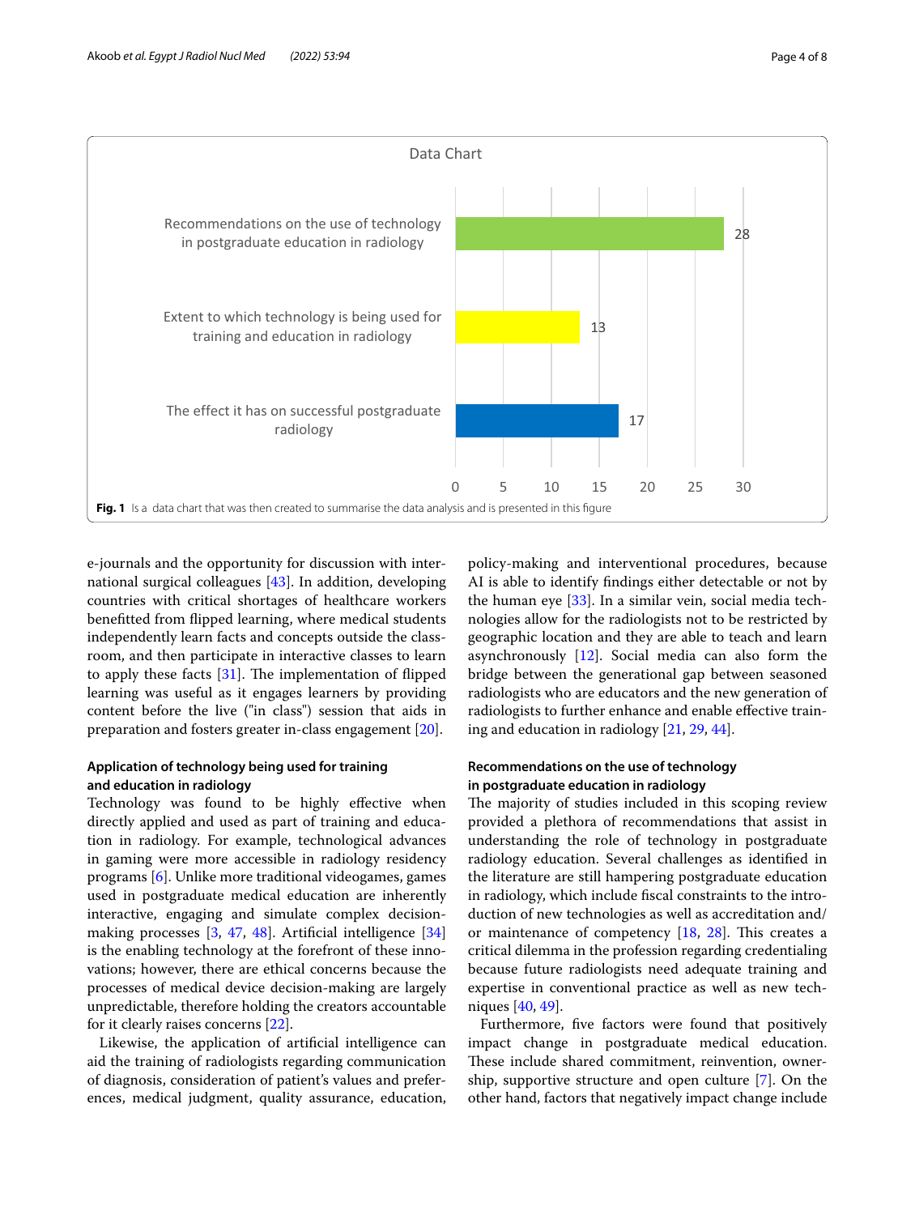Data Chart

| Category | Value |
|---|---|
| Recommendations on the use of technology in postgraduate education in radiology | 28 |
| Extent to which technology is being used for training and education in radiology | 13 |
| The effect it has on successful postgraduate radiology | 17 |

**Fig. 1** Is a data chart that was then created to summarise the data analysis and is presented in this figure

e-journals and the opportunity for discussion with international surgical colleagues [43]. In addition, developing countries with critical shortages of healthcare workers benefitted from flipped learning, where medical students independently learn facts and concepts outside the classroom, and then participate in interactive classes to learn to apply these facts [31]. The implementation of flipped learning was useful as it engages learners by providing content before the live ("in class") session that aids in preparation and fosters greater in-class engagement [20].

#### Application of technology being used for training and education in radiology

Technology was found to be highly effective when directly applied and used as part of training and education in radiology. For example, technological advances in gaming were more accessible in radiology residency programs [6]. Unlike more traditional videogames, games used in postgraduate medical education are inherently interactive, engaging and simulate complex decision-making processes [3, 47, 48]. Artificial intelligence [34] is the enabling technology at the forefront of these innovations; however, there are ethical concerns because the processes of medical device decision-making are largely unpredictable, therefore holding the creators accountable for it clearly raises concerns [22].

Likewise, the application of artificial intelligence can aid the training of radiologists regarding communication of diagnosis, consideration of patient's values and preferences, medical judgment, quality assurance, education, policy-making and interventional procedures, because AI is able to identify findings either detectable or not by the human eye [33]. In a similar vein, social media technologies allow for the radiologists not to be restricted by geographic location and they are able to teach and learn asynchronously [12]. Social media can also form the bridge between the generational gap between seasoned radiologists who are educators and the new generation of radiologists to further enhance and enable effective training and education in radiology [21, 29, 44].

#### Recommendations on the use of technology in postgraduate education in radiology

The majority of studies included in this scoping review provided a plethora of recommendations that assist in understanding the role of technology in postgraduate radiology education. Several challenges as identified in the literature are still hampering postgraduate education in radiology, which include fiscal constraints to the introduction of new technologies as well as accreditation and/or maintenance of competency [18, 28]. This creates a critical dilemma in the profession regarding credentialing because future radiologists need adequate training and expertise in conventional practice as well as new techniques [40, 49].

Furthermore, five factors were found that positively impact change in postgraduate medical education. These include shared commitment, reinvention, ownership, supportive structure and open culture [7]. On the other hand, factors that negatively impact change include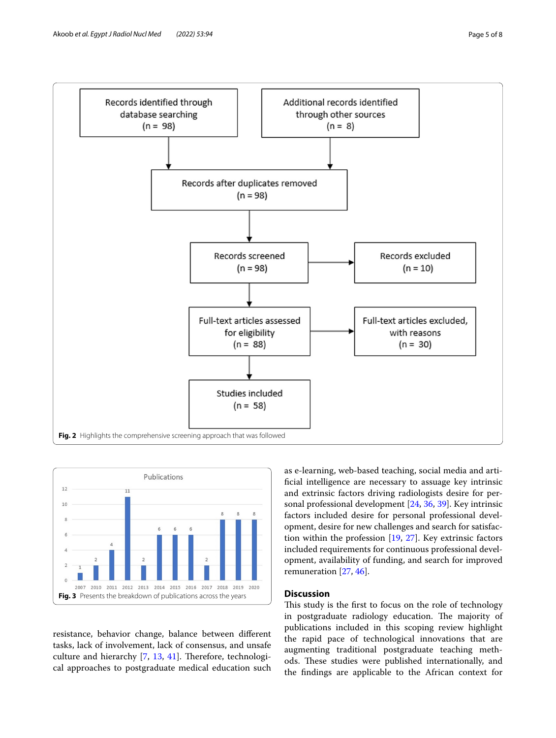Fig. 2 Highlights the comprehensive screening approach that was followed

Fig. 3 Presents the breakdown of publications across the years

resistance, behavior change, balance between different tasks, lack of involvement, lack of consensus, and unsafe culture and hierarchy [7, 13, 41]. Therefore, technological approaches to postgraduate medical education such as e-learning, web-based teaching, social media and artificial intelligence are necessary to assuage key intrinsic and extrinsic factors driving radiologists desire for personal professional development [24, 36, 39]. Key intrinsic factors included desire for personal professional development, desire for new challenges and search for satisfaction within the profession [19, 27]. Key extrinsic factors included requirements for continuous professional development, availability of funding, and search for improved remuneration [27, 46].

## Discussion

This study is the first to focus on the role of technology in postgraduate radiology education. The majority of publications included in this scoping review highlight the rapid pace of technological innovations that are augmenting traditional postgraduate teaching methods. These studies were published internationally, and the findings are applicable to the African context for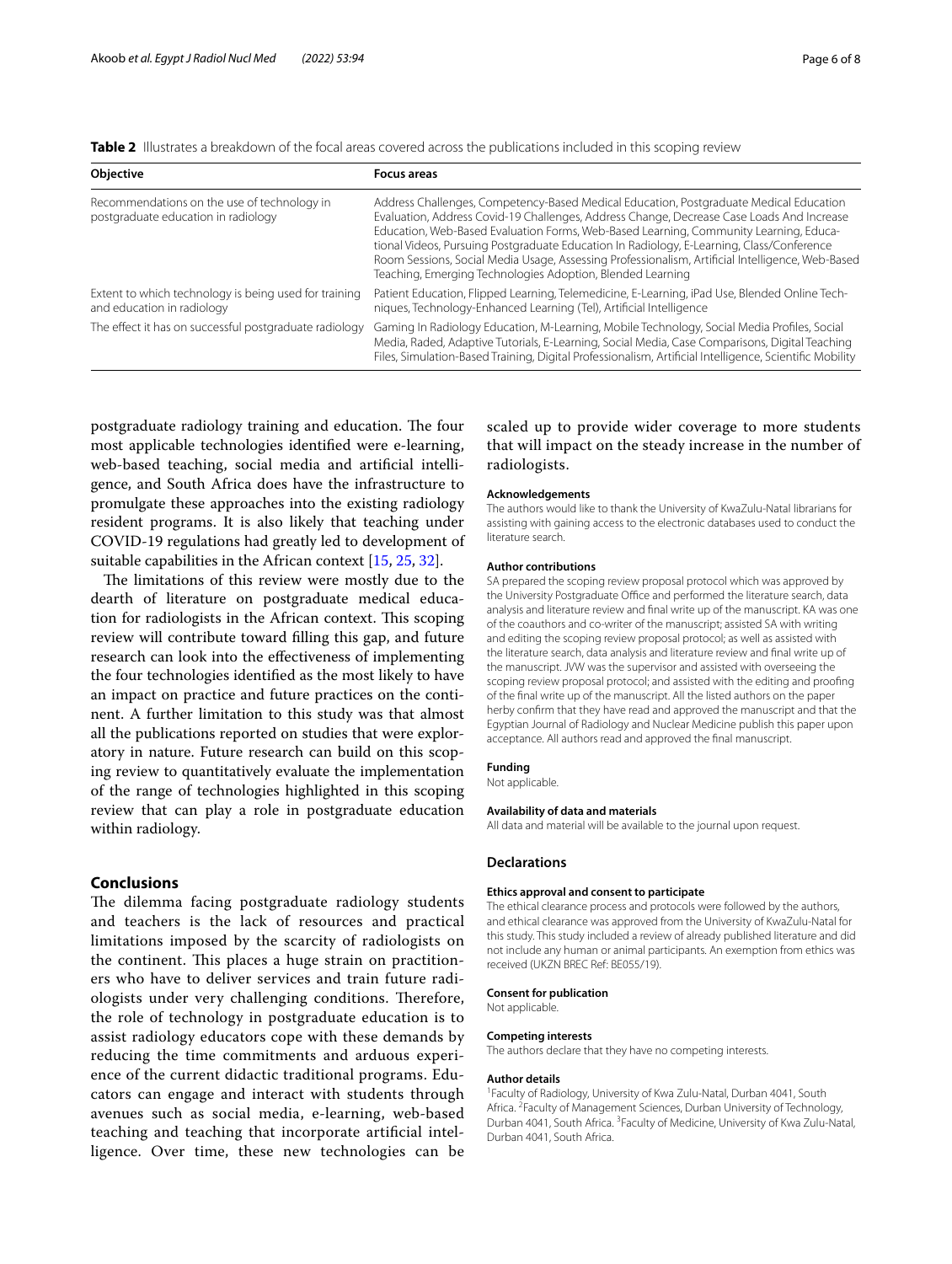**Table 2** Illustrates a breakdown of the focal areas covered across the publications included in this scoping review

| Objective | Focus areas |
|---|---|
| Recommendations on the use of technology in postgraduate education in radiology | Address Challenges, Competency-Based Medical Education, Postgraduate Medical Education Evaluation, Address Covid-19 Challenges, Address Change, Decrease Case Loads And Increase Education, Web-Based Evaluation Forms, Web-Based Learning, Community Learning, Educational Videos, Pursuing Postgraduate Education In Radiology, E-Learning, Class/Conference Room Sessions, Social Media Usage, Assessing Professionalism, Artificial Intelligence, Web-Based Teaching, Emerging Technologies Adoption, Blended Learning |
| Extent to which technology is being used for training and education in radiology | Patient Education, Flipped Learning, Telemedicine, E-Learning, iPad Use, Blended Online Techniques, Technology-Enhanced Learning (Tel), Artificial Intelligence |
| The effect it has on successful postgraduate radiology | Gaming In Radiology Education, M-Learning, Mobile Technology, Social Media Profiles, Social Media, Raded, Adaptive Tutorials, E-Learning, Social Media, Case Comparisons, Digital Teaching Files, Simulation-Based Training, Digital Professionalism, Artificial Intelligence, Scientific Mobility |

postgraduate radiology training and education. The four most applicable technologies identified were e-learning, web-based teaching, social media and artificial intelligence, and South Africa does have the infrastructure to promulgate these approaches into the existing radiology resident programs. It is also likely that teaching under COVID-19 regulations had greatly led to development of suitable capabilities in the African context [15, 25, 32].

The limitations of this review were mostly due to the dearth of literature on postgraduate medical education for radiologists in the African context. This scoping review will contribute toward filling this gap, and future research can look into the effectiveness of implementing the four technologies identified as the most likely to have an impact on practice and future practices on the continent. A further limitation to this study was that almost all the publications reported on studies that were exploratory in nature. Future research can build on this scoping review to quantitatively evaluate the implementation of the range of technologies highlighted in this scoping review that can play a role in postgraduate education within radiology.

## Conclusions

The dilemma facing postgraduate radiology students and teachers is the lack of resources and practical limitations imposed by the scarcity of radiologists on the continent. This places a huge strain on practitioners who have to deliver services and train future radiologists under very challenging conditions. Therefore, the role of technology in postgraduate education is to assist radiology educators cope with these demands by reducing the time commitments and arduous experience of the current didactic traditional programs. Educators can engage and interact with students through avenues such as social media, e-learning, web-based teaching and teaching that incorporate artificial intelligence. Over time, these new technologies can be scaled up to provide wider coverage to more students that will impact on the steady increase in the number of radiologists.

#### Acknowledgements

The authors would like to thank the University of KwaZulu-Natal librarians for assisting with gaining access to the electronic databases used to conduct the literature search.

#### Author contributions

SA prepared the scoping review proposal protocol which was approved by the University Postgraduate Office and performed the literature search, data analysis and literature review and final write up of the manuscript. KA was one of the coauthors and co-writer of the manuscript; assisted SA with writing and editing the scoping review proposal protocol; as well as assisted with the literature search, data analysis and literature review and final write up of the manuscript. JVW was the supervisor and assisted with overseeing the scoping review proposal protocol; and assisted with the editing and proofing of the final write up of the manuscript. All the listed authors on the paper herby confirm that they have read and approved the manuscript and that the Egyptian Journal of Radiology and Nuclear Medicine publish this paper upon acceptance. All authors read and approved the final manuscript.

#### Funding

Not applicable.

#### Availability of data and materials

All data and material will be available to the journal upon request.

### Declarations

#### Ethics approval and consent to participate

The ethical clearance process and protocols were followed by the authors, and ethical clearance was approved from the University of KwaZulu-Natal for this study. This study included a review of already published literature and did not include any human or animal participants. An exemption from ethics was received (UKZN BREC Ref: BE055/19).

#### Consent for publication

Not applicable.

#### Competing interests

The authors declare that they have no competing interests.

#### Author details

[1]Faculty of Radiology, University of Kwa Zulu-Natal, Durban 4041, South Africa. [2]Faculty of Management Sciences, Durban University of Technology, Durban 4041, South Africa. [3]Faculty of Medicine, University of Kwa Zulu-Natal, Durban 4041, South Africa.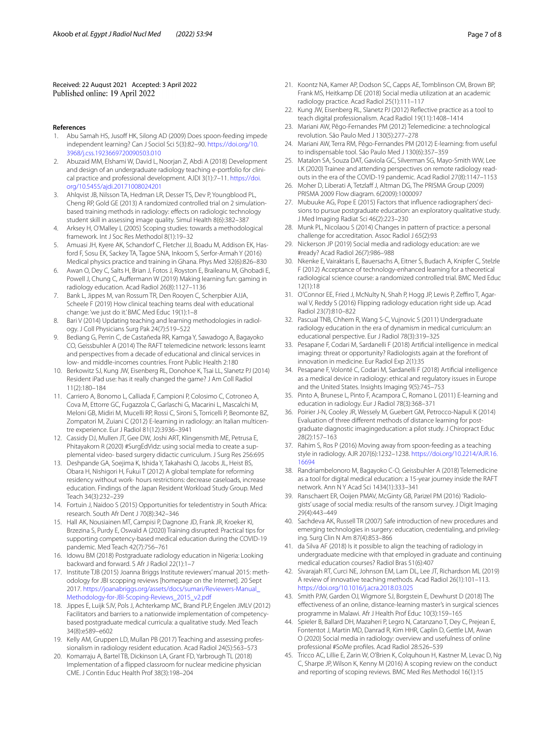Received: 22 August 2021 Accepted: 3 April 2022
Published online: 19 April 2022

## References

1. Abu Samah HS, Jusoff HK, Silong AD (2009) Does spoon-feeding impede independent learning? Can J Sociol Sci 5(3):82–90. https://doi.org/10.3968/j.css.1923669720090503.010
2. Abuzaid MM, Elshami W, David L, Noorjan Z, Abdi A (2018) Development and design of an undergraduate radiology teaching e-portfolio for clinical practice and professional development. AJDI 3(1):7–11. https://doi.org/10.5455/ajdi.20171008024201
3. Ahlqvist JB, Nilsson TA, Hedman LR, Desser TS, Dev P, Youngblood PL, Cheng RP, Gold GE (2013) A randomized controlled trial on 2 simulation-based training methods in radiology: effects on radiologic technology student skill in assessing image quality. Simul Health 8(6):382–387
4. Arksey H, O'Malley L (2005) Scoping studies: towards a methodological framework. Int J Soc Res Methodol 8(1):19–32
5. Amuasi JH, Kyere AK, Schandorf C, Fletcher JJ, Boadu M, Addison EK, Hasford F, Sosu EK, Sackey TA, Tagoe SNA, Inkoom S, Serfor-Armah Y (2016) Medical physics practice and training in Ghana. Phys Med 32(6):826–830
6. Awan O, Dey C, Salts H, Brian J, Fotos J, Royston E, Braileanu M, Ghobadi E, Powell J, Chung C, Auffermann W (2019) Making learning fun: gaming in radiology education. Acad Radiol 26(8):1127–1136
7. Bank L, Jippes M, van Rossum TR, Den Rooyen C, Scherpbier AJJA, Scheele F (2019) How clinical teaching teams deal with educational change: 'we just do it.' BMC Med Educ 19(1):1–8
8. Bari V (2014) Updating teaching and learning methodologies in radiology. J Coll Physicians Surg Pak 24(7):519–522
9. Bediang G, Perrin C, de Castañeda RR, Kamga Y, Sawadogo A, Bagayoko CO, Geissbuhler A (2014) The RAFT telemedicine network: lessons learnt and perspectives from a decade of educational and clinical services in low- and middle-incomes countries. Front Public Health 2:180
10. Berkowitz SJ, Kung JW, Eisenberg RL, Donohoe K, Tsai LL, Slanetz PJ (2014) Resident iPad use: has it really changed the game? J Am Coll Radiol 11(2):180–184
11. Carriero A, Bonomo L, Calliada F, Campioni P, Colosimo C, Cotroneo A, Cova M, Ettorre GC, Fugazzola C, Garlaschi G, Macarini L, Mascalchi M, Meloni GB, Midiri M, Mucelli RP, Rossi C, Sironi S, Torricelli P, Beomonte BZ, Zompatori M, Zuiani C (2012) E-learning in radiology: an Italian multicentre experience. Eur J Radiol 81(12):3936–3941
12. Cassidy DJ, Mullen JT, Gee DW, Joshi ART, Klingensmith ME, Petrusa E, Phitayakorn R (2020) #SurgEdVidz: using social media to create a supplemental video- based surgery didactic curriculum. J Surg Res 256:695
13. Deshpande GA, Soejima K, Ishida Y, Takahashi O, Jacobs JL, Heist BS, Obara H, Nishigori H, Fukui T (2012) A global template for reforming residency without work- hours restrictions: decrease caseloads, increase education. Findings of the Japan Resident Workload Study Group. Med Teach 34(3):232–239
14. Fortuin J, Naidoo S (2015) Opportunities for teledentistry in South Africa: research. South Afr Dent J 70(8):342–346
15. Hall AK, Nousiainen MT, Campisi P, Dagnone JD, Frank JR, Kroeker KI, Brzezina S, Purdy E, Oswald A (2020) Training disrupted: Practical tips for supporting competency-based medical education during the COVID-19 pandemic. Med Teach 42(7):756–761
16. Idowu BM (2018) Postgraduate radiology education in Nigeria: Looking backward and forward. S Afr J Radiol 22(1):1–7
17. Institute TJB (2015) Joanna Briggs Institute reviewers' manual 2015: methodology for JBI scoping reviews [homepage on the Internet]. 20 Sept 2017. https://joannabriggs.org/assets/docs/sumari/Reviewers-Manual_Methodology-for-JBI-Scoping-Reviews_2015_v2.pdf
18. Jippes E, Luijk SJV, Pols J, Achterkamp MC, Brand PLP, Engelen JMLV (2012) Facilitators and barriers to a nationwide implementation of competency-based postgraduate medical curricula: a qualitative study. Med Teach 34(8):e589–e602
19. Kelly AM, Gruppen LD, Mullan PB (2017) Teaching and assessing professionalism in radiology resident education. Acad Radiol 24(5):563–573
20. Komarraju A, Bartel TB, Dickinson LA, Grant FD, Yarbrough TL (2018) Implementation of a flipped classroom for nuclear medicine physician CME. J Contin Educ Health Prof 38(3):198–204
21. Koontz NA, Kamer AP, Dodson SC, Capps AE, Tomblinson CM, Brown BP, Frank MS, Heitkamp DE (2018) Social media utilization at an academic radiology practice. Acad Radiol 25(1):111–117
22. Kung JW, Eisenberg RL, Slanetz PJ (2012) Reflective practice as a tool to teach digital professionalism. Acad Radiol 19(11):1408–1414
23. Mariani AW, Pêgo-Fernandes PM (2012) Telemedicine: a technological revolution. São Paulo Med J 130(5):277–278
24. Mariani AW, Terra RM, Pêgo-Fernandes PM (2012) E-learning: from useful to indispensable tool. São Paulo Med J 130(6):357–359
25. Matalon SA, Souza DAT, Gaviola GC, Silverman SG, Mayo-Smith WW, Lee LK (2020) Trainee and attending perspectives on remote radiology readouts in the era of the COVID-19 pandemic. Acad Radiol 27(8):1147–1153
26. Moher D, Liberati A, Tetzlaff J, Altman DG, The PRISMA Group (2009) PRISMA 2009 Flow diagram. 6(2009):1000097
27. Mubuuke AG, Pope E (2015) Factors that influence radiographers' decisions to pursue postgraduate education: an exploratory qualitative study. J Med Imaging Radiat Sci 46(2):223–230
28. Munk PL, Nicolaou S (2014) Changes in pattern of practice: a personal challenge for accreditation. Assoc Radiol J 65(2):93
29. Nickerson JP (2019) Social media and radiology education: are we #ready? Acad Radiol 26(7):986–988
30. Nkenke E, Vairaktaris E, Bauersachs A, Eitner S, Budach A, Knipfer C, Stelzle F (2012) Acceptance of technology-enhanced learning for a theoretical radiological science course: a randomized controlled trial. BMC Med Educ 12(1):18
31. O'Connor EE, Fried J, McNulty N, Shah P, Hogg JP, Lewis P, Zeffiro T, Agarwal V, Reddy S (2016) Flipping radiology education right side up. Acad Radiol 23(7):810–822
32. Pascual TNB, Chhem R, Wang S-C, Vujnovic S (2011) Undergraduate radiology education in the era of dynamism in medical curriculum: an educational perspective. Eur J Radiol 78(3):319–325
33. Pesapane F, Codari M, Sardanelli F (2018) Artificial intelligence in medical imaging: threat or opportunity? Radiologists again at the forefront of innovation in medicine. Eur Radiol Exp 2(1):35
34. Pesapane F, Volonté C, Codari M, Sardanelli F (2018) Artificial intelligence as a medical device in radiology: ethical and regulatory issues in Europe and the United States. Insights Imaging 9(5):745–753
35. Pinto A, Brunese L, Pinto F, Acampora C, Romano L (2011) E-learning and education in radiology. Eur J Radiol 78(3):368–371
36. Poirier J-N, Cooley JR, Wessely M, Guebert GM, Petrocco-Napuli K (2014) Evaluation of three different methods of distance learning for postgraduate diagnostic imagingeducation: a pilot study. J Chiropract Educ 28(2):157–163
37. Rahim S, Ros P (2016) Moving away from spoon-feeding as a teaching style in radiology. AJR 207(6):1232–1238. https://doi.org/10.2214/AJR.16.16694
38. Randriambelonoro M, Bagayoko C-O, Geissbuhler A (2018) Telemedicine as a tool for digital medical education: a 15-year journey inside the RAFT network. Ann N Y Acad Sci 1434(1):333–341
39. Ranschaert ER, Ooijen PMAV, McGinty GB, Parizel PM (2016) 'Radiologists' usage of social media: results of the ransom survey. J Digit Imaging 29(4):443–449
40. Sachdeva AK, Russell TR (2007) Safe introduction of new procedures and emerging technologies in surgery: education, credentialing, and privileging. Surg Clin N Am 87(4):853–866
41. da Silva AF (2018) Is it possible to align the teaching of radiology in undergraduate medicine with that employed in graduate and continuing medical education courses? Radiol Bras 51(6):407
42. Sivarajah RT, Curci NE, Johnson EM, Lam DL, Lee JT, Richardson ML (2019) A review of innovative teaching methods. Acad Radiol 26(1):101–113. https://doi.org/10.1016/j.acra.2018.03.025
43. Smith PJW, Garden OJ, Wigmore SJ, Borgstein E, Dewhurst D (2018) The effectiveness of an online, distance-learning master's in surgical sciences programme in Malawi. Afr J Health Prof Educ 10(3):159–165
44. Spieler B, Ballard DH, Mazaheri P, Legro N, Catanzano T, Dey C, Prejean E, Fontentot J, Martin MD, Danrad R, Kim HHR, Caplin D, Gettle LM, Awan O (2020) Social media in radiology: overview and usefulness of online professional #SoMe profiles. Acad Radiol 28:526–539
45. Tricco AC, Lillie E, Zarin W, O'Brien K, Colquhoun H, Kastner M, Levac D, Ng C, Sharpe JP, Wilson K, Kenny M (2016) A scoping review on the conduct and reporting of scoping reviews. BMC Med Res Methodol 16(1):15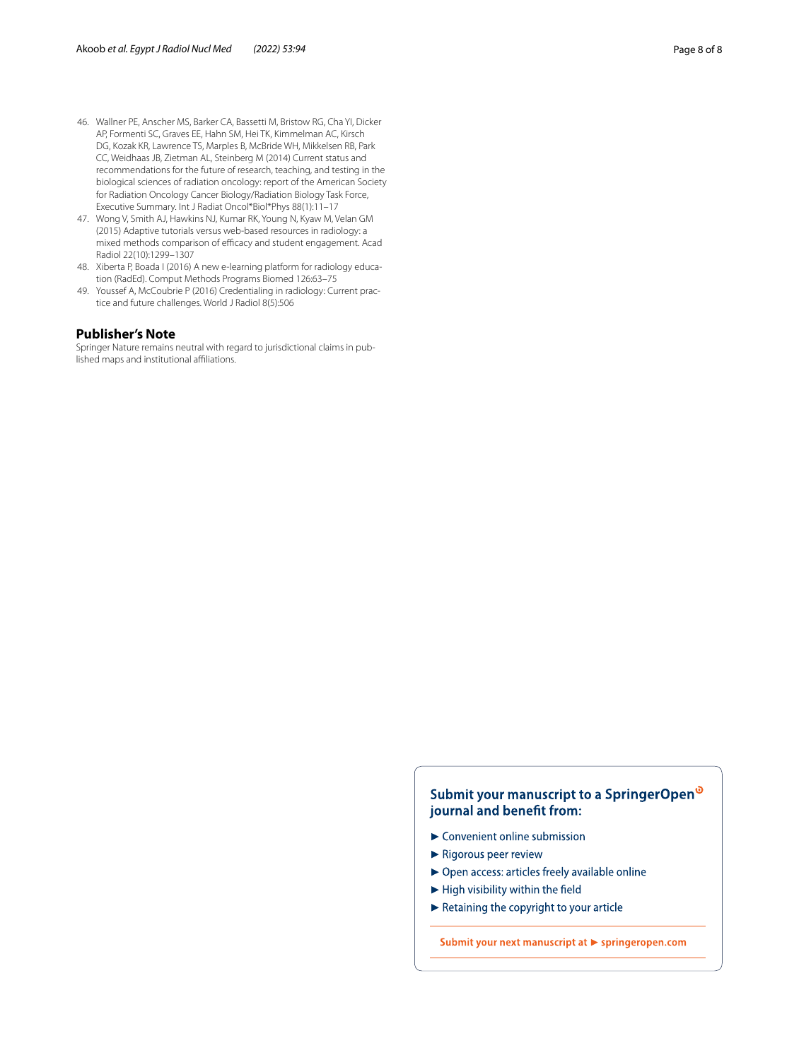46. Wallner PE, Anscher MS, Barker CA, Bassetti M, Bristow RG, Cha YI, Dicker AP, Formenti SC, Graves EE, Hahn SM, Hei TK, Kimmelman AC, Kirsch DG, Kozak KR, Lawrence TS, Marples B, McBride WH, Mikkelsen RB, Park CC, Weidhaas JB, Zietman AL, Steinberg M (2014) Current status and recommendations for the future of research, teaching, and testing in the biological sciences of radiation oncology: report of the American Society for Radiation Oncology Cancer Biology/Radiation Biology Task Force, Executive Summary. Int J Radiat Oncol*Biol*Phys 88(1):11–17
47. Wong V, Smith AJ, Hawkins NJ, Kumar RK, Young N, Kyaw M, Velan GM (2015) Adaptive tutorials versus web-based resources in radiology: a mixed methods comparison of efficacy and student engagement. Acad Radiol 22(10):1299–1307
48. Xiberta P, Boada I (2016) A new e-learning platform for radiology education (RadEd). Comput Methods Programs Biomed 126:63–75
49. Youssef A, McCoubrie P (2016) Credentialing in radiology: Current practice and future challenges. World J Radiol 8(5):506

## Publisher's Note

Springer Nature remains neutral with regard to jurisdictional claims in published maps and institutional affiliations.

**Submit your manuscript to a SpringerOpen journal and benefit from:**

- ► Convenient online submission
- ► Rigorous peer review
- ► Open access: articles freely available online
- ► High visibility within the field
- ► Retaining the copyright to your article

**Submit your next manuscript at ► springeropen.com**